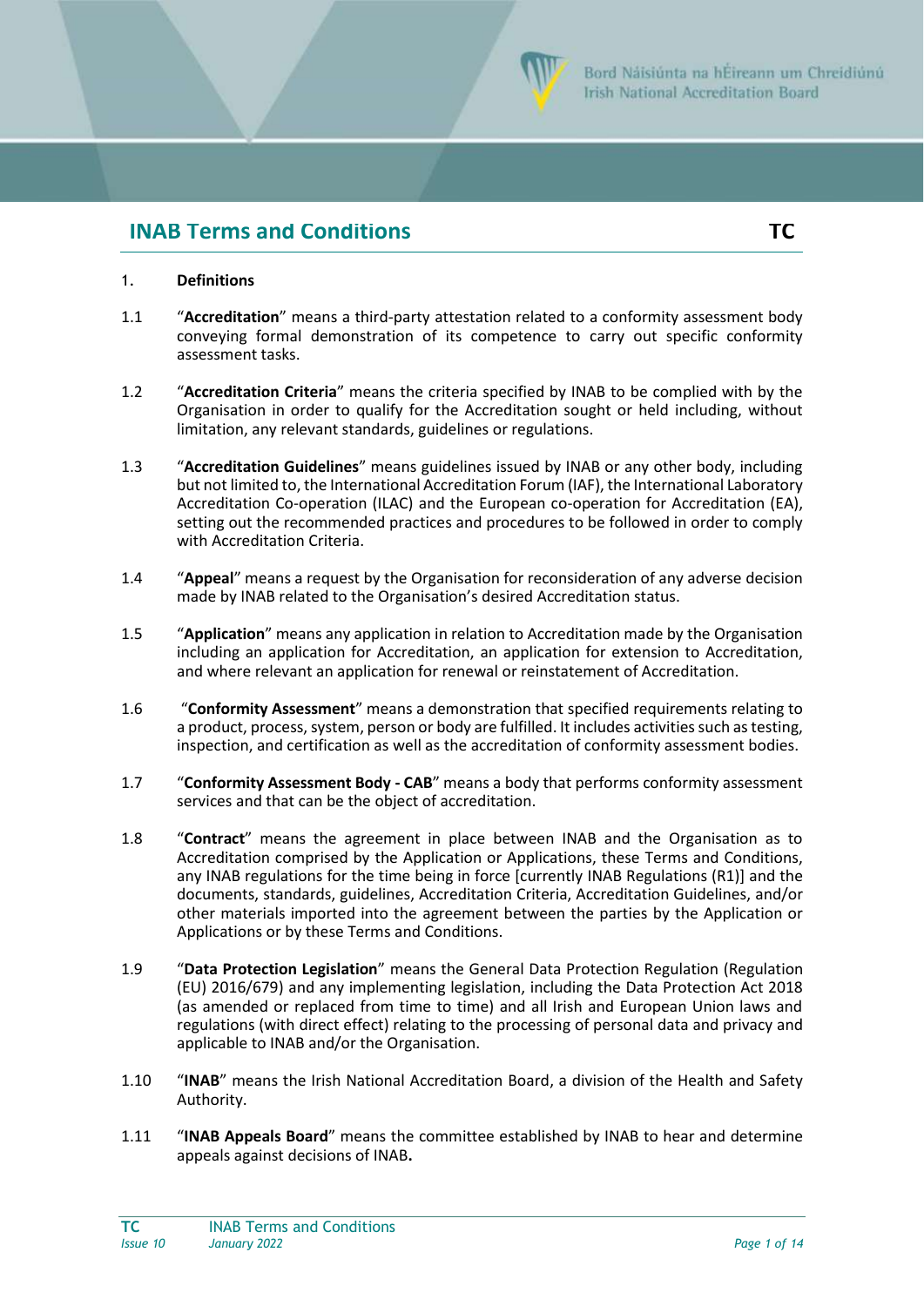# INAB Terms and Conditions

**TC**

1. **Definitions**

1.1 "**Accreditation**" means a third-party attestation related to a conformity assessment body conveying formal demonstration of its competence to carry out specific conformity assessment tasks.

1.2 "**Accreditation Criteria**" means the criteria specified by INAB to be complied with by the Organisation in order to qualify for the Accreditation sought or held including, without limitation, any relevant standards, guidelines or regulations.

1.3 "**Accreditation Guidelines**" means guidelines issued by INAB or any other body, including but not limited to, the International Accreditation Forum (IAF), the International Laboratory Accreditation Co-operation (ILAC) and the European co-operation for Accreditation (EA), setting out the recommended practices and procedures to be followed in order to comply with Accreditation Criteria.

1.4 "**Appeal**" means a request by the Organisation for reconsideration of any adverse decision made by INAB related to the Organisation's desired Accreditation status.

1.5 "**Application**" means any application in relation to Accreditation made by the Organisation including an application for Accreditation, an application for extension to Accreditation, and where relevant an application for renewal or reinstatement of Accreditation.

1.6 "**Conformity Assessment**" means a demonstration that specified requirements relating to a product, process, system, person or body are fulfilled. It includes activities such as testing, inspection, and certification as well as the accreditation of conformity assessment bodies.

1.7 "**Conformity Assessment Body - CAB**" means a body that performs conformity assessment services and that can be the object of accreditation.

1.8 "**Contract**" means the agreement in place between INAB and the Organisation as to Accreditation comprised by the Application or Applications, these Terms and Conditions, any INAB regulations for the time being in force [currently INAB Regulations (R1)] and the documents, standards, guidelines, Accreditation Criteria, Accreditation Guidelines, and/or other materials imported into the agreement between the parties by the Application or Applications or by these Terms and Conditions.

1.9 "**Data Protection Legislation**" means the General Data Protection Regulation (Regulation (EU) 2016/679) and any implementing legislation, including the Data Protection Act 2018 (as amended or replaced from time to time) and all Irish and European Union laws and regulations (with direct effect) relating to the processing of personal data and privacy and applicable to INAB and/or the Organisation.

1.10 "**INAB**" means the Irish National Accreditation Board, a division of the Health and Safety Authority.

1.11 "**INAB Appeals Board**" means the committee established by INAB to hear and determine appeals against decisions of INAB.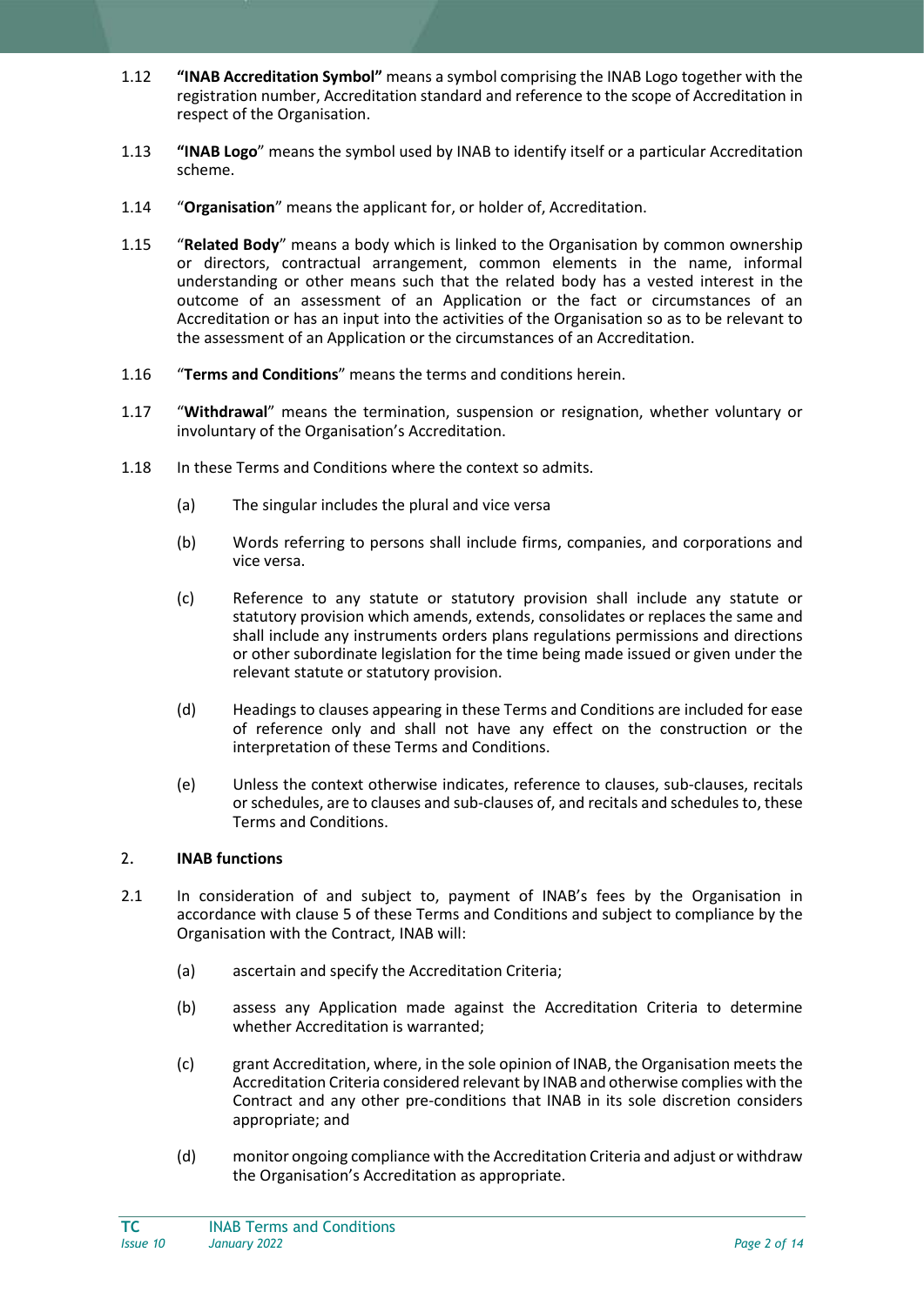1.12 **"INAB Accreditation Symbol"** means a symbol comprising the INAB Logo together with the registration number, Accreditation standard and reference to the scope of Accreditation in respect of the Organisation.

1.13 **"INAB Logo"** means the symbol used by INAB to identify itself or a particular Accreditation scheme.

1.14 "**Organisation**" means the applicant for, or holder of, Accreditation.

1.15 "**Related Body**" means a body which is linked to the Organisation by common ownership or directors, contractual arrangement, common elements in the name, informal understanding or other means such that the related body has a vested interest in the outcome of an assessment of an Application or the fact or circumstances of an Accreditation or has an input into the activities of the Organisation so as to be relevant to the assessment of an Application or the circumstances of an Accreditation.

1.16 "**Terms and Conditions**" means the terms and conditions herein.

1.17 "**Withdrawal**" means the termination, suspension or resignation, whether voluntary or involuntary of the Organisation's Accreditation.

1.18 In these Terms and Conditions where the context so admits.

(a) The singular includes the plural and vice versa

(b) Words referring to persons shall include firms, companies, and corporations and vice versa.

(c) Reference to any statute or statutory provision shall include any statute or statutory provision which amends, extends, consolidates or replaces the same and shall include any instruments orders plans regulations permissions and directions or other subordinate legislation for the time being made issued or given under the relevant statute or statutory provision.

(d) Headings to clauses appearing in these Terms and Conditions are included for ease of reference only and shall not have any effect on the construction or the interpretation of these Terms and Conditions.

(e) Unless the context otherwise indicates, reference to clauses, sub-clauses, recitals or schedules, are to clauses and sub-clauses of, and recitals and schedules to, these Terms and Conditions.

## 2. INAB functions

2.1 In consideration of and subject to, payment of INAB's fees by the Organisation in accordance with clause 5 of these Terms and Conditions and subject to compliance by the Organisation with the Contract, INAB will:

(a) ascertain and specify the Accreditation Criteria;

(b) assess any Application made against the Accreditation Criteria to determine whether Accreditation is warranted;

(c) grant Accreditation, where, in the sole opinion of INAB, the Organisation meets the Accreditation Criteria considered relevant by INAB and otherwise complies with the Contract and any other pre-conditions that INAB in its sole discretion considers appropriate; and

(d) monitor ongoing compliance with the Accreditation Criteria and adjust or withdraw the Organisation's Accreditation as appropriate.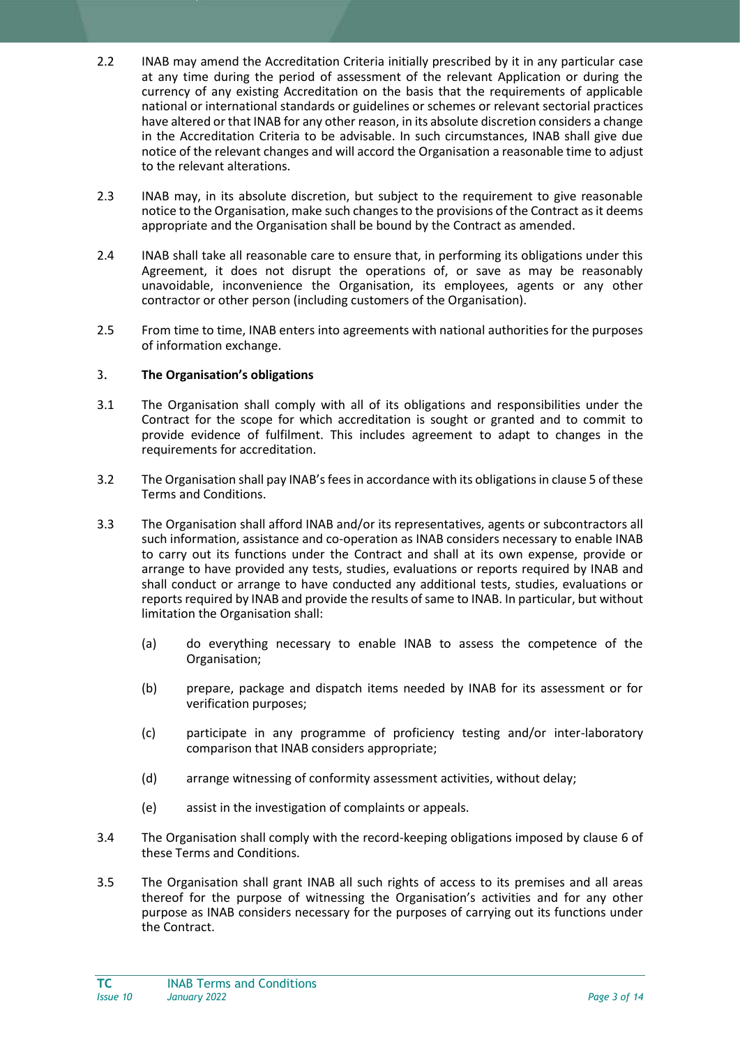2.2 INAB may amend the Accreditation Criteria initially prescribed by it in any particular case at any time during the period of assessment of the relevant Application or during the currency of any existing Accreditation on the basis that the requirements of applicable national or international standards or guidelines or schemes or relevant sectorial practices have altered or that INAB for any other reason, in its absolute discretion considers a change in the Accreditation Criteria to be advisable. In such circumstances, INAB shall give due notice of the relevant changes and will accord the Organisation a reasonable time to adjust to the relevant alterations.

2.3 INAB may, in its absolute discretion, but subject to the requirement to give reasonable notice to the Organisation, make such changes to the provisions of the Contract as it deems appropriate and the Organisation shall be bound by the Contract as amended.

2.4 INAB shall take all reasonable care to ensure that, in performing its obligations under this Agreement, it does not disrupt the operations of, or save as may be reasonably unavoidable, inconvenience the Organisation, its employees, agents or any other contractor or other person (including customers of the Organisation).

2.5 From time to time, INAB enters into agreements with national authorities for the purposes of information exchange.

## 3. The Organisation's obligations

3.1 The Organisation shall comply with all of its obligations and responsibilities under the Contract for the scope for which accreditation is sought or granted and to commit to provide evidence of fulfilment. This includes agreement to adapt to changes in the requirements for accreditation.

3.2 The Organisation shall pay INAB's fees in accordance with its obligations in clause 5 of these Terms and Conditions.

3.3 The Organisation shall afford INAB and/or its representatives, agents or subcontractors all such information, assistance and co-operation as INAB considers necessary to enable INAB to carry out its functions under the Contract and shall at its own expense, provide or arrange to have provided any tests, studies, evaluations or reports required by INAB and shall conduct or arrange to have conducted any additional tests, studies, evaluations or reports required by INAB and provide the results of same to INAB. In particular, but without limitation the Organisation shall:

- (a) do everything necessary to enable INAB to assess the competence of the Organisation;
- (b) prepare, package and dispatch items needed by INAB for its assessment or for verification purposes;
- (c) participate in any programme of proficiency testing and/or inter-laboratory comparison that INAB considers appropriate;
- (d) arrange witnessing of conformity assessment activities, without delay;
- (e) assist in the investigation of complaints or appeals.

3.4 The Organisation shall comply with the record-keeping obligations imposed by clause 6 of these Terms and Conditions.

3.5 The Organisation shall grant INAB all such rights of access to its premises and all areas thereof for the purpose of witnessing the Organisation's activities and for any other purpose as INAB considers necessary for the purposes of carrying out its functions under the Contract.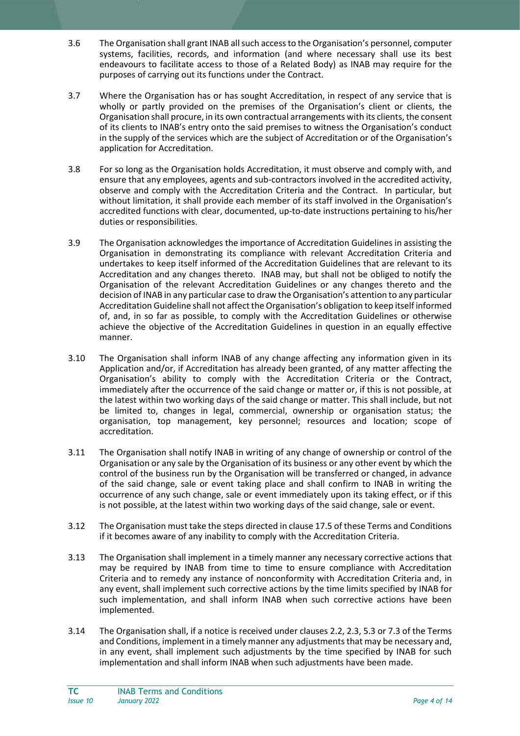3.6 The Organisation shall grant INAB all such access to the Organisation's personnel, computer systems, facilities, records, and information (and where necessary shall use its best endeavours to facilitate access to those of a Related Body) as INAB may require for the purposes of carrying out its functions under the Contract.

3.7 Where the Organisation has or has sought Accreditation, in respect of any service that is wholly or partly provided on the premises of the Organisation's client or clients, the Organisation shall procure, in its own contractual arrangements with its clients, the consent of its clients to INAB's entry onto the said premises to witness the Organisation's conduct in the supply of the services which are the subject of Accreditation or of the Organisation's application for Accreditation.

3.8 For so long as the Organisation holds Accreditation, it must observe and comply with, and ensure that any employees, agents and sub-contractors involved in the accredited activity, observe and comply with the Accreditation Criteria and the Contract. In particular, but without limitation, it shall provide each member of its staff involved in the Organisation's accredited functions with clear, documented, up-to-date instructions pertaining to his/her duties or responsibilities.

3.9 The Organisation acknowledges the importance of Accreditation Guidelines in assisting the Organisation in demonstrating its compliance with relevant Accreditation Criteria and undertakes to keep itself informed of the Accreditation Guidelines that are relevant to its Accreditation and any changes thereto. INAB may, but shall not be obliged to notify the Organisation of the relevant Accreditation Guidelines or any changes thereto and the decision of INAB in any particular case to draw the Organisation's attention to any particular Accreditation Guideline shall not affect the Organisation's obligation to keep itself informed of, and, in so far as possible, to comply with the Accreditation Guidelines or otherwise achieve the objective of the Accreditation Guidelines in question in an equally effective manner.

3.10 The Organisation shall inform INAB of any change affecting any information given in its Application and/or, if Accreditation has already been granted, of any matter affecting the Organisation's ability to comply with the Accreditation Criteria or the Contract, immediately after the occurrence of the said change or matter or, if this is not possible, at the latest within two working days of the said change or matter. This shall include, but not be limited to, changes in legal, commercial, ownership or organisation status; the organisation, top management, key personnel; resources and location; scope of accreditation.

3.11 The Organisation shall notify INAB in writing of any change of ownership or control of the Organisation or any sale by the Organisation of its business or any other event by which the control of the business run by the Organisation will be transferred or changed, in advance of the said change, sale or event taking place and shall confirm to INAB in writing the occurrence of any such change, sale or event immediately upon its taking effect, or if this is not possible, at the latest within two working days of the said change, sale or event.

3.12 The Organisation must take the steps directed in clause 17.5 of these Terms and Conditions if it becomes aware of any inability to comply with the Accreditation Criteria.

3.13 The Organisation shall implement in a timely manner any necessary corrective actions that may be required by INAB from time to time to ensure compliance with Accreditation Criteria and to remedy any instance of nonconformity with Accreditation Criteria and, in any event, shall implement such corrective actions by the time limits specified by INAB for such implementation, and shall inform INAB when such corrective actions have been implemented.

3.14 The Organisation shall, if a notice is received under clauses 2.2, 2.3, 5.3 or 7.3 of the Terms and Conditions, implement in a timely manner any adjustments that may be necessary and, in any event, shall implement such adjustments by the time specified by INAB for such implementation and shall inform INAB when such adjustments have been made.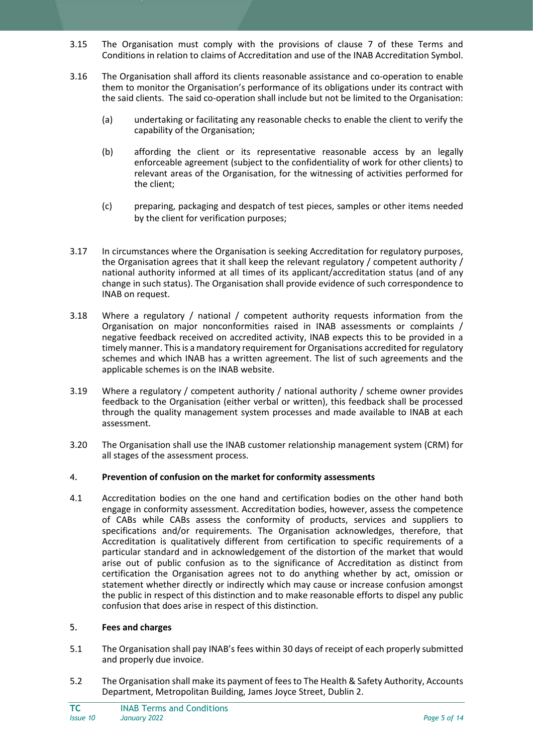3.15 The Organisation must comply with the provisions of clause 7 of these Terms and Conditions in relation to claims of Accreditation and use of the INAB Accreditation Symbol.

3.16 The Organisation shall afford its clients reasonable assistance and co-operation to enable them to monitor the Organisation's performance of its obligations under its contract with the said clients. The said co-operation shall include but not be limited to the Organisation:

(a) undertaking or facilitating any reasonable checks to enable the client to verify the capability of the Organisation;

(b) affording the client or its representative reasonable access by an legally enforceable agreement (subject to the confidentiality of work for other clients) to relevant areas of the Organisation, for the witnessing of activities performed for the client;

(c) preparing, packaging and despatch of test pieces, samples or other items needed by the client for verification purposes;

3.17 In circumstances where the Organisation is seeking Accreditation for regulatory purposes, the Organisation agrees that it shall keep the relevant regulatory / competent authority / national authority informed at all times of its applicant/accreditation status (and of any change in such status). The Organisation shall provide evidence of such correspondence to INAB on request.

3.18 Where a regulatory / national / competent authority requests information from the Organisation on major nonconformities raised in INAB assessments or complaints / negative feedback received on accredited activity, INAB expects this to be provided in a timely manner. This is a mandatory requirement for Organisations accredited for regulatory schemes and which INAB has a written agreement. The list of such agreements and the applicable schemes is on the INAB website.

3.19 Where a regulatory / competent authority / national authority / scheme owner provides feedback to the Organisation (either verbal or written), this feedback shall be processed through the quality management system processes and made available to INAB at each assessment.

3.20 The Organisation shall use the INAB customer relationship management system (CRM) for all stages of the assessment process.

## 4. Prevention of confusion on the market for conformity assessments

4.1 Accreditation bodies on the one hand and certification bodies on the other hand both engage in conformity assessment. Accreditation bodies, however, assess the competence of CABs while CABs assess the conformity of products, services and suppliers to specifications and/or requirements. The Organisation acknowledges, therefore, that Accreditation is qualitatively different from certification to specific requirements of a particular standard and in acknowledgement of the distortion of the market that would arise out of public confusion as to the significance of Accreditation as distinct from certification the Organisation agrees not to do anything whether by act, omission or statement whether directly or indirectly which may cause or increase confusion amongst the public in respect of this distinction and to make reasonable efforts to dispel any public confusion that does arise in respect of this distinction.

## 5. Fees and charges

5.1 The Organisation shall pay INAB's fees within 30 days of receipt of each properly submitted and properly due invoice.

5.2 The Organisation shall make its payment of fees to The Health & Safety Authority, Accounts Department, Metropolitan Building, James Joyce Street, Dublin 2.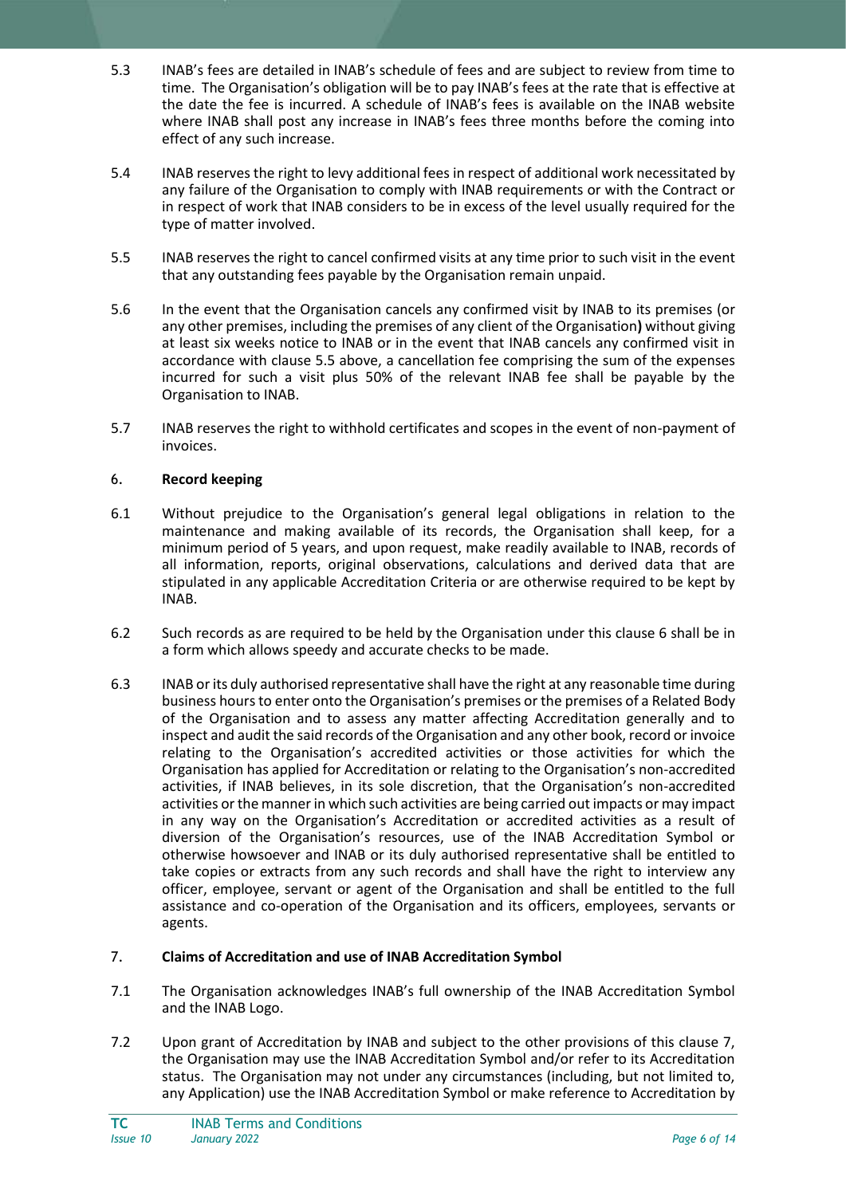5.3 INAB's fees are detailed in INAB's schedule of fees and are subject to review from time to time. The Organisation's obligation will be to pay INAB's fees at the rate that is effective at the date the fee is incurred. A schedule of INAB's fees is available on the INAB website where INAB shall post any increase in INAB's fees three months before the coming into effect of any such increase.

5.4 INAB reserves the right to levy additional fees in respect of additional work necessitated by any failure of the Organisation to comply with INAB requirements or with the Contract or in respect of work that INAB considers to be in excess of the level usually required for the type of matter involved.

5.5 INAB reserves the right to cancel confirmed visits at any time prior to such visit in the event that any outstanding fees payable by the Organisation remain unpaid.

5.6 In the event that the Organisation cancels any confirmed visit by INAB to its premises (or any other premises, including the premises of any client of the Organisation**)** without giving at least six weeks notice to INAB or in the event that INAB cancels any confirmed visit in accordance with clause 5.5 above, a cancellation fee comprising the sum of the expenses incurred for such a visit plus 50% of the relevant INAB fee shall be payable by the Organisation to INAB.

5.7 INAB reserves the right to withhold certificates and scopes in the event of non-payment of invoices.

## 6. Record keeping

6.1 Without prejudice to the Organisation's general legal obligations in relation to the maintenance and making available of its records, the Organisation shall keep, for a minimum period of 5 years, and upon request, make readily available to INAB, records of all information, reports, original observations, calculations and derived data that are stipulated in any applicable Accreditation Criteria or are otherwise required to be kept by INAB.

6.2 Such records as are required to be held by the Organisation under this clause 6 shall be in a form which allows speedy and accurate checks to be made.

6.3 INAB or its duly authorised representative shall have the right at any reasonable time during business hours to enter onto the Organisation's premises or the premises of a Related Body of the Organisation and to assess any matter affecting Accreditation generally and to inspect and audit the said records of the Organisation and any other book, record or invoice relating to the Organisation's accredited activities or those activities for which the Organisation has applied for Accreditation or relating to the Organisation's non-accredited activities, if INAB believes, in its sole discretion, that the Organisation's non-accredited activities or the manner in which such activities are being carried out impacts or may impact in any way on the Organisation's Accreditation or accredited activities as a result of diversion of the Organisation's resources, use of the INAB Accreditation Symbol or otherwise howsoever and INAB or its duly authorised representative shall be entitled to take copies or extracts from any such records and shall have the right to interview any officer, employee, servant or agent of the Organisation and shall be entitled to the full assistance and co-operation of the Organisation and its officers, employees, servants or agents.

## 7. Claims of Accreditation and use of INAB Accreditation Symbol

7.1 The Organisation acknowledges INAB's full ownership of the INAB Accreditation Symbol and the INAB Logo.

7.2 Upon grant of Accreditation by INAB and subject to the other provisions of this clause 7, the Organisation may use the INAB Accreditation Symbol and/or refer to its Accreditation status. The Organisation may not under any circumstances (including, but not limited to, any Application) use the INAB Accreditation Symbol or make reference to Accreditation by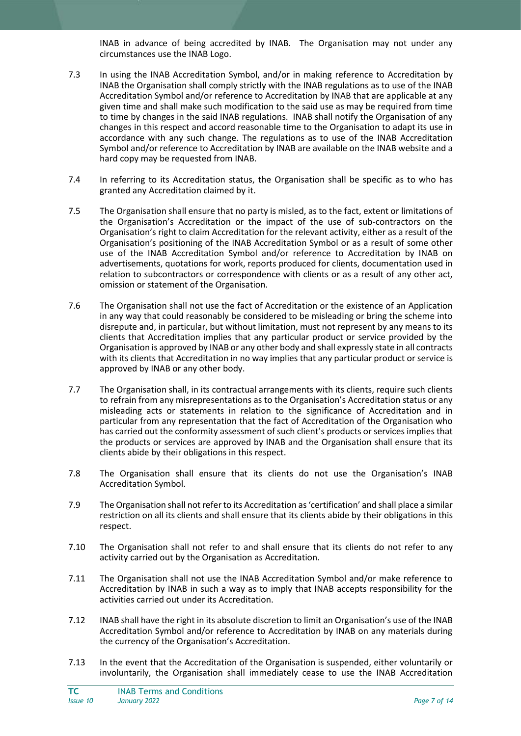INAB in advance of being accredited by INAB. The Organisation may not under any circumstances use the INAB Logo.

7.3 In using the INAB Accreditation Symbol, and/or in making reference to Accreditation by INAB the Organisation shall comply strictly with the INAB regulations as to use of the INAB Accreditation Symbol and/or reference to Accreditation by INAB that are applicable at any given time and shall make such modification to the said use as may be required from time to time by changes in the said INAB regulations. INAB shall notify the Organisation of any changes in this respect and accord reasonable time to the Organisation to adapt its use in accordance with any such change. The regulations as to use of the INAB Accreditation Symbol and/or reference to Accreditation by INAB are available on the INAB website and a hard copy may be requested from INAB.

7.4 In referring to its Accreditation status, the Organisation shall be specific as to who has granted any Accreditation claimed by it.

7.5 The Organisation shall ensure that no party is misled, as to the fact, extent or limitations of the Organisation's Accreditation or the impact of the use of sub-contractors on the Organisation's right to claim Accreditation for the relevant activity, either as a result of the Organisation's positioning of the INAB Accreditation Symbol or as a result of some other use of the INAB Accreditation Symbol and/or reference to Accreditation by INAB on advertisements, quotations for work, reports produced for clients, documentation used in relation to subcontractors or correspondence with clients or as a result of any other act, omission or statement of the Organisation.

7.6 The Organisation shall not use the fact of Accreditation or the existence of an Application in any way that could reasonably be considered to be misleading or bring the scheme into disrepute and, in particular, but without limitation, must not represent by any means to its clients that Accreditation implies that any particular product or service provided by the Organisation is approved by INAB or any other body and shall expressly state in all contracts with its clients that Accreditation in no way implies that any particular product or service is approved by INAB or any other body.

7.7 The Organisation shall, in its contractual arrangements with its clients, require such clients to refrain from any misrepresentations as to the Organisation's Accreditation status or any misleading acts or statements in relation to the significance of Accreditation and in particular from any representation that the fact of Accreditation of the Organisation who has carried out the conformity assessment of such client's products or services implies that the products or services are approved by INAB and the Organisation shall ensure that its clients abide by their obligations in this respect.

7.8 The Organisation shall ensure that its clients do not use the Organisation's INAB Accreditation Symbol.

7.9 The Organisation shall not refer to its Accreditation as 'certification' and shall place a similar restriction on all its clients and shall ensure that its clients abide by their obligations in this respect.

7.10 The Organisation shall not refer to and shall ensure that its clients do not refer to any activity carried out by the Organisation as Accreditation.

7.11 The Organisation shall not use the INAB Accreditation Symbol and/or make reference to Accreditation by INAB in such a way as to imply that INAB accepts responsibility for the activities carried out under its Accreditation.

7.12 INAB shall have the right in its absolute discretion to limit an Organisation's use of the INAB Accreditation Symbol and/or reference to Accreditation by INAB on any materials during the currency of the Organisation's Accreditation.

7.13 In the event that the Accreditation of the Organisation is suspended, either voluntarily or involuntarily, the Organisation shall immediately cease to use the INAB Accreditation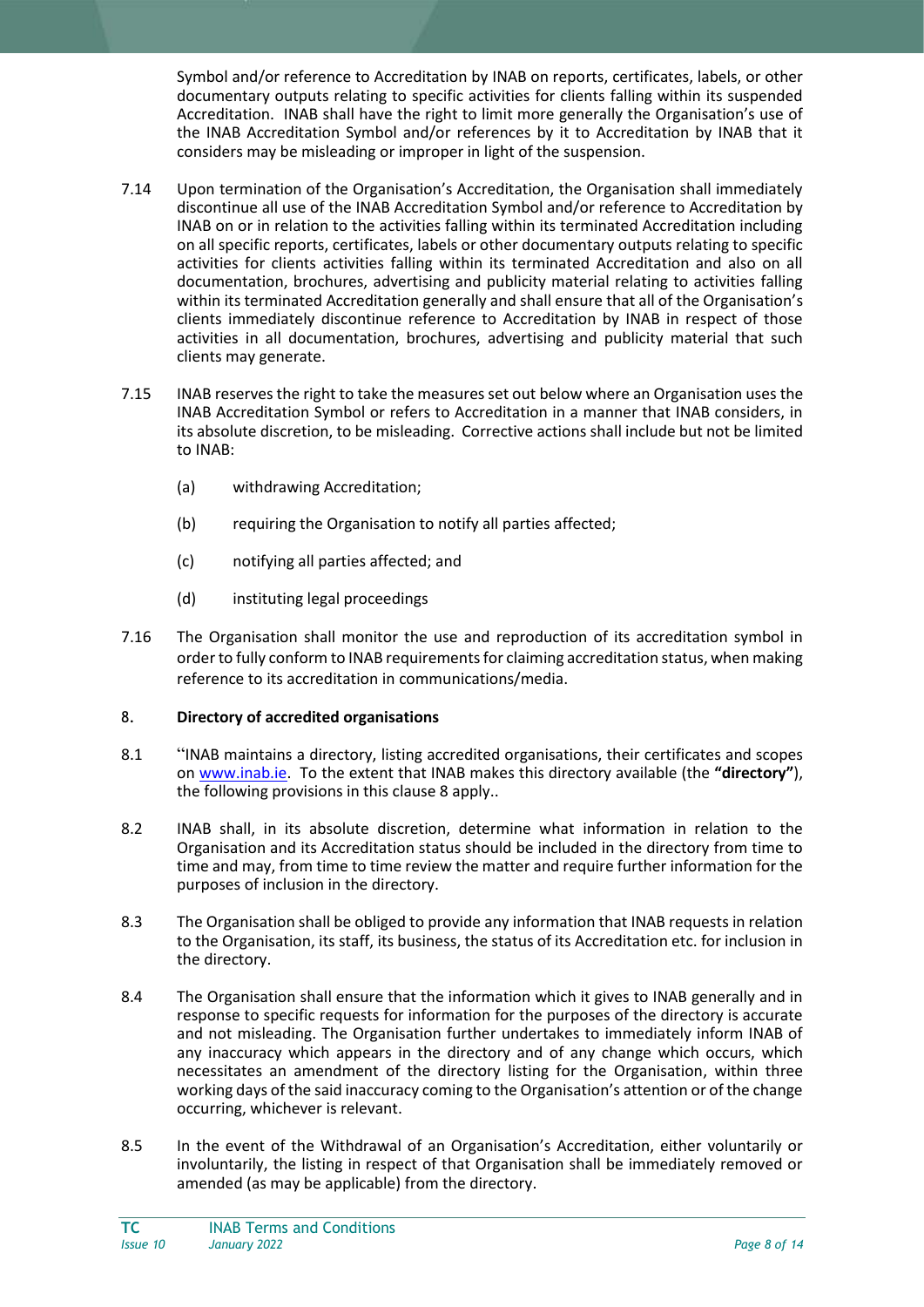Symbol and/or reference to Accreditation by INAB on reports, certificates, labels, or other documentary outputs relating to specific activities for clients falling within its suspended Accreditation. INAB shall have the right to limit more generally the Organisation's use of the INAB Accreditation Symbol and/or references by it to Accreditation by INAB that it considers may be misleading or improper in light of the suspension.

7.14 Upon termination of the Organisation's Accreditation, the Organisation shall immediately discontinue all use of the INAB Accreditation Symbol and/or reference to Accreditation by INAB on or in relation to the activities falling within its terminated Accreditation including on all specific reports, certificates, labels or other documentary outputs relating to specific activities for clients activities falling within its terminated Accreditation and also on all documentation, brochures, advertising and publicity material relating to activities falling within its terminated Accreditation generally and shall ensure that all of the Organisation's clients immediately discontinue reference to Accreditation by INAB in respect of those activities in all documentation, brochures, advertising and publicity material that such clients may generate.

7.15 INAB reserves the right to take the measures set out below where an Organisation uses the INAB Accreditation Symbol or refers to Accreditation in a manner that INAB considers, in its absolute discretion, to be misleading. Corrective actions shall include but not be limited to INAB:

(a) withdrawing Accreditation;

(b) requiring the Organisation to notify all parties affected;

(c) notifying all parties affected; and

(d) instituting legal proceedings

7.16 The Organisation shall monitor the use and reproduction of its accreditation symbol in order to fully conform to INAB requirements for claiming accreditation status, when making reference to its accreditation in communications/media.

## 8. Directory of accredited organisations

8.1 "INAB maintains a directory, listing accredited organisations, their certificates and scopes on www.inab.ie. To the extent that INAB makes this directory available (the **"directory"**), the following provisions in this clause 8 apply..

8.2 INAB shall, in its absolute discretion, determine what information in relation to the Organisation and its Accreditation status should be included in the directory from time to time and may, from time to time review the matter and require further information for the purposes of inclusion in the directory.

8.3 The Organisation shall be obliged to provide any information that INAB requests in relation to the Organisation, its staff, its business, the status of its Accreditation etc. for inclusion in the directory.

8.4 The Organisation shall ensure that the information which it gives to INAB generally and in response to specific requests for information for the purposes of the directory is accurate and not misleading. The Organisation further undertakes to immediately inform INAB of any inaccuracy which appears in the directory and of any change which occurs, which necessitates an amendment of the directory listing for the Organisation, within three working days of the said inaccuracy coming to the Organisation's attention or of the change occurring, whichever is relevant.

8.5 In the event of the Withdrawal of an Organisation's Accreditation, either voluntarily or involuntarily, the listing in respect of that Organisation shall be immediately removed or amended (as may be applicable) from the directory.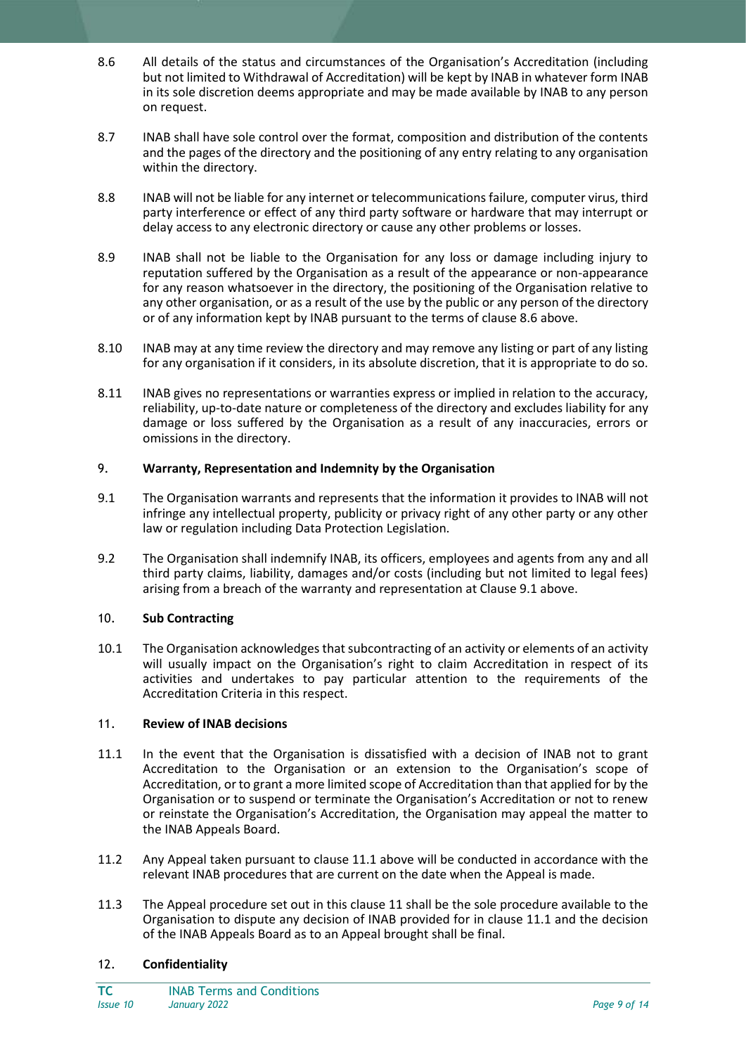8.6 All details of the status and circumstances of the Organisation's Accreditation (including but not limited to Withdrawal of Accreditation) will be kept by INAB in whatever form INAB in its sole discretion deems appropriate and may be made available by INAB to any person on request.

8.7 INAB shall have sole control over the format, composition and distribution of the contents and the pages of the directory and the positioning of any entry relating to any organisation within the directory.

8.8 INAB will not be liable for any internet or telecommunications failure, computer virus, third party interference or effect of any third party software or hardware that may interrupt or delay access to any electronic directory or cause any other problems or losses.

8.9 INAB shall not be liable to the Organisation for any loss or damage including injury to reputation suffered by the Organisation as a result of the appearance or non-appearance for any reason whatsoever in the directory, the positioning of the Organisation relative to any other organisation, or as a result of the use by the public or any person of the directory or of any information kept by INAB pursuant to the terms of clause 8.6 above.

8.10 INAB may at any time review the directory and may remove any listing or part of any listing for any organisation if it considers, in its absolute discretion, that it is appropriate to do so.

8.11 INAB gives no representations or warranties express or implied in relation to the accuracy, reliability, up-to-date nature or completeness of the directory and excludes liability for any damage or loss suffered by the Organisation as a result of any inaccuracies, errors or omissions in the directory.

## 9. Warranty, Representation and Indemnity by the Organisation

9.1 The Organisation warrants and represents that the information it provides to INAB will not infringe any intellectual property, publicity or privacy right of any other party or any other law or regulation including Data Protection Legislation.

9.2 The Organisation shall indemnify INAB, its officers, employees and agents from any and all third party claims, liability, damages and/or costs (including but not limited to legal fees) arising from a breach of the warranty and representation at Clause 9.1 above.

## 10. Sub Contracting

10.1 The Organisation acknowledges that subcontracting of an activity or elements of an activity will usually impact on the Organisation's right to claim Accreditation in respect of its activities and undertakes to pay particular attention to the requirements of the Accreditation Criteria in this respect.

## 11. Review of INAB decisions

11.1 In the event that the Organisation is dissatisfied with a decision of INAB not to grant Accreditation to the Organisation or an extension to the Organisation's scope of Accreditation, or to grant a more limited scope of Accreditation than that applied for by the Organisation or to suspend or terminate the Organisation's Accreditation or not to renew or reinstate the Organisation's Accreditation, the Organisation may appeal the matter to the INAB Appeals Board.

11.2 Any Appeal taken pursuant to clause 11.1 above will be conducted in accordance with the relevant INAB procedures that are current on the date when the Appeal is made.

11.3 The Appeal procedure set out in this clause 11 shall be the sole procedure available to the Organisation to dispute any decision of INAB provided for in clause 11.1 and the decision of the INAB Appeals Board as to an Appeal brought shall be final.

## 12. Confidentiality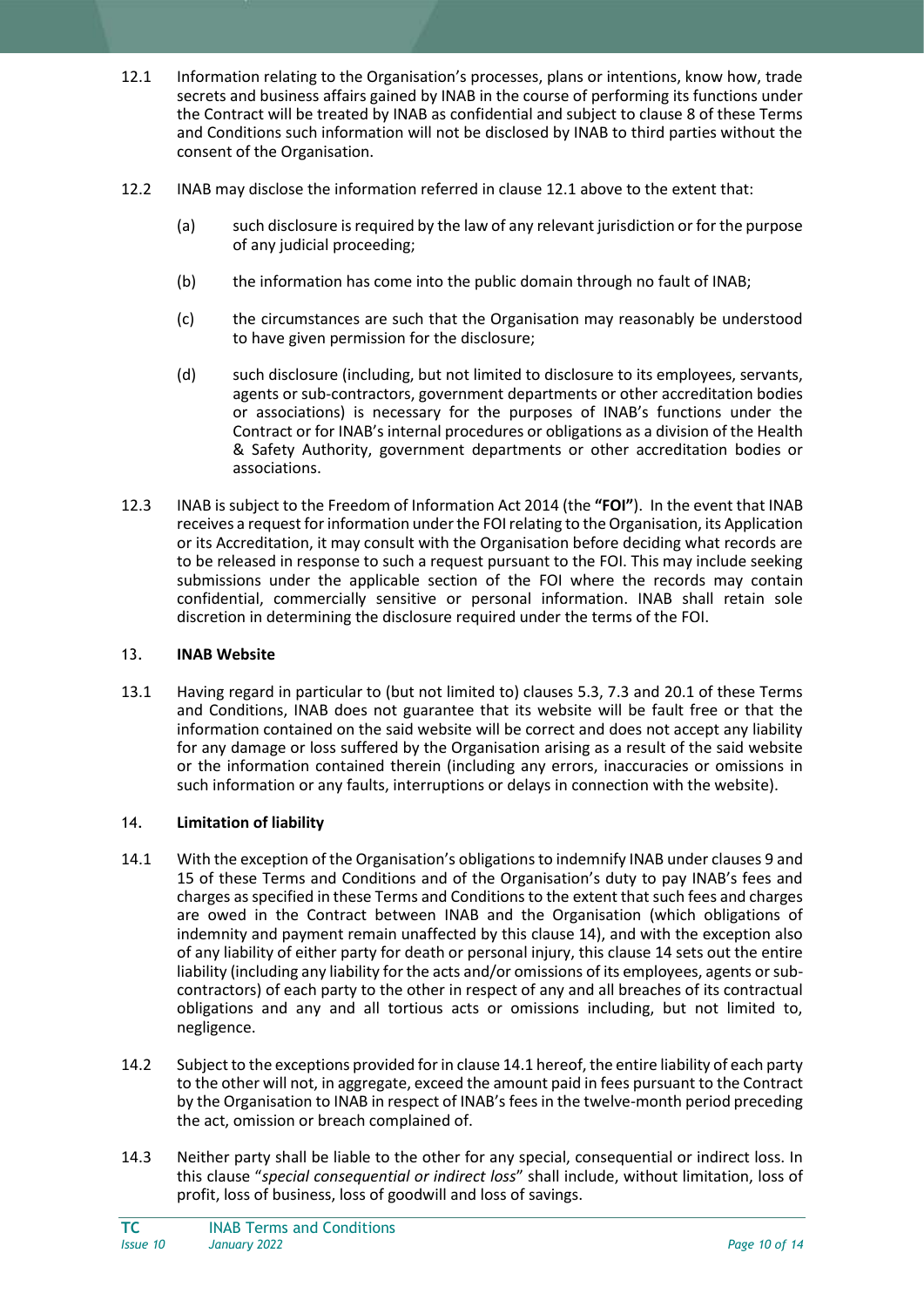12.1 Information relating to the Organisation's processes, plans or intentions, know how, trade secrets and business affairs gained by INAB in the course of performing its functions under the Contract will be treated by INAB as confidential and subject to clause 8 of these Terms and Conditions such information will not be disclosed by INAB to third parties without the consent of the Organisation.

12.2 INAB may disclose the information referred in clause 12.1 above to the extent that:

(a) such disclosure is required by the law of any relevant jurisdiction or for the purpose of any judicial proceeding;

(b) the information has come into the public domain through no fault of INAB;

(c) the circumstances are such that the Organisation may reasonably be understood to have given permission for the disclosure;

(d) such disclosure (including, but not limited to disclosure to its employees, servants, agents or sub-contractors, government departments or other accreditation bodies or associations) is necessary for the purposes of INAB's functions under the Contract or for INAB's internal procedures or obligations as a division of the Health & Safety Authority, government departments or other accreditation bodies or associations.

12.3 INAB is subject to the Freedom of Information Act 2014 (the **"FOI"**). In the event that INAB receives a request for information under the FOI relating to the Organisation, its Application or its Accreditation, it may consult with the Organisation before deciding what records are to be released in response to such a request pursuant to the FOI. This may include seeking submissions under the applicable section of the FOI where the records may contain confidential, commercially sensitive or personal information. INAB shall retain sole discretion in determining the disclosure required under the terms of the FOI.

## 13. INAB Website

13.1 Having regard in particular to (but not limited to) clauses 5.3, 7.3 and 20.1 of these Terms and Conditions, INAB does not guarantee that its website will be fault free or that the information contained on the said website will be correct and does not accept any liability for any damage or loss suffered by the Organisation arising as a result of the said website or the information contained therein (including any errors, inaccuracies or omissions in such information or any faults, interruptions or delays in connection with the website).

## 14. Limitation of liability

14.1 With the exception of the Organisation's obligations to indemnify INAB under clauses 9 and 15 of these Terms and Conditions and of the Organisation's duty to pay INAB's fees and charges as specified in these Terms and Conditions to the extent that such fees and charges are owed in the Contract between INAB and the Organisation (which obligations of indemnity and payment remain unaffected by this clause 14), and with the exception also of any liability of either party for death or personal injury, this clause 14 sets out the entire liability (including any liability for the acts and/or omissions of its employees, agents or sub-contractors) of each party to the other in respect of any and all breaches of its contractual obligations and any and all tortious acts or omissions including, but not limited to, negligence.

14.2 Subject to the exceptions provided for in clause 14.1 hereof, the entire liability of each party to the other will not, in aggregate, exceed the amount paid in fees pursuant to the Contract by the Organisation to INAB in respect of INAB's fees in the twelve-month period preceding the act, omission or breach complained of.

14.3 Neither party shall be liable to the other for any special, consequential or indirect loss. In this clause "*special consequential or indirect loss*" shall include, without limitation, loss of profit, loss of business, loss of goodwill and loss of savings.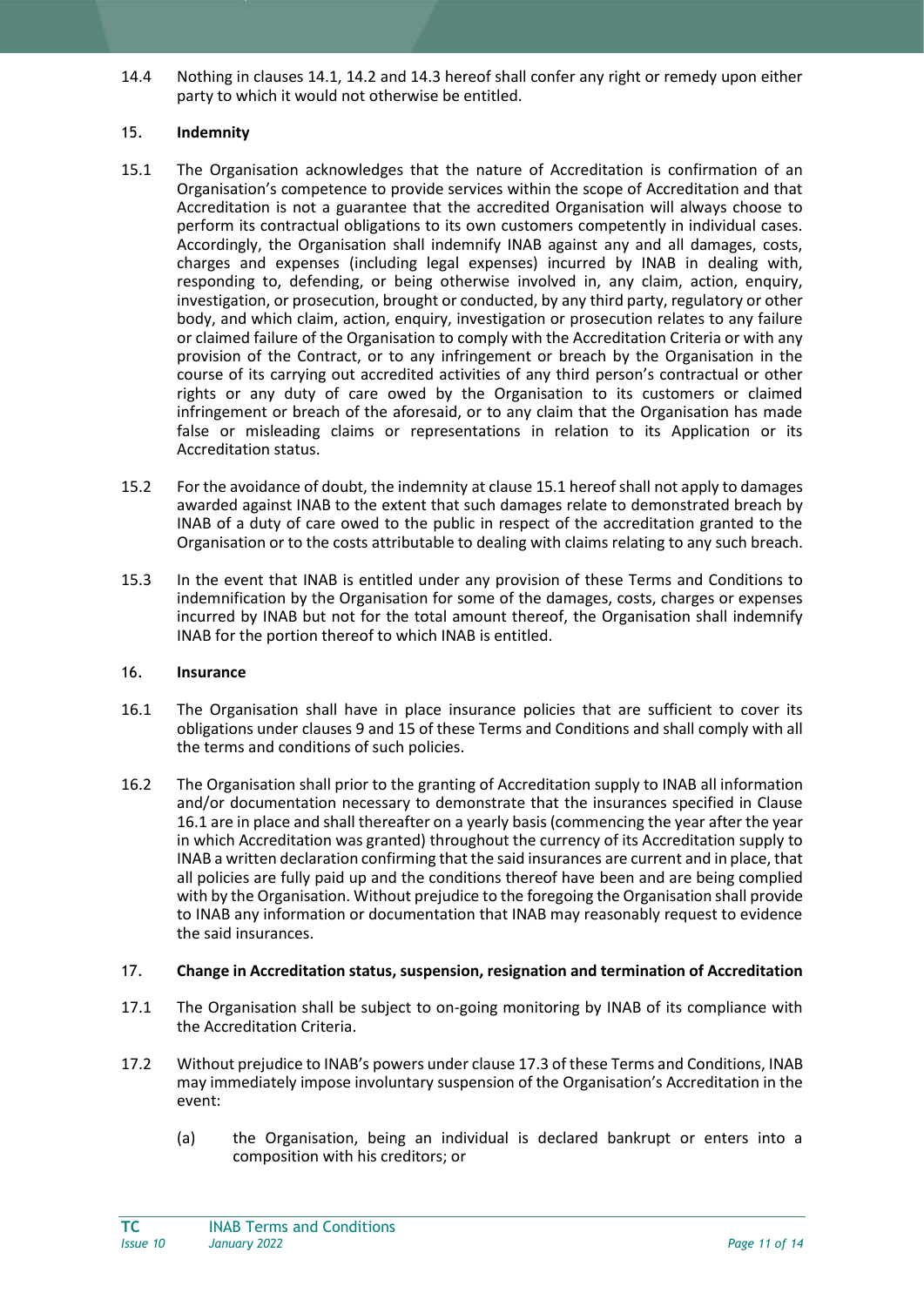14.4 Nothing in clauses 14.1, 14.2 and 14.3 hereof shall confer any right or remedy upon either party to which it would not otherwise be entitled.

## 15. Indemnity

15.1 The Organisation acknowledges that the nature of Accreditation is confirmation of an Organisation's competence to provide services within the scope of Accreditation and that Accreditation is not a guarantee that the accredited Organisation will always choose to perform its contractual obligations to its own customers competently in individual cases. Accordingly, the Organisation shall indemnify INAB against any and all damages, costs, charges and expenses (including legal expenses) incurred by INAB in dealing with, responding to, defending, or being otherwise involved in, any claim, action, enquiry, investigation, or prosecution, brought or conducted, by any third party, regulatory or other body, and which claim, action, enquiry, investigation or prosecution relates to any failure or claimed failure of the Organisation to comply with the Accreditation Criteria or with any provision of the Contract, or to any infringement or breach by the Organisation in the course of its carrying out accredited activities of any third person's contractual or other rights or any duty of care owed by the Organisation to its customers or claimed infringement or breach of the aforesaid, or to any claim that the Organisation has made false or misleading claims or representations in relation to its Application or its Accreditation status.

15.2 For the avoidance of doubt, the indemnity at clause 15.1 hereof shall not apply to damages awarded against INAB to the extent that such damages relate to demonstrated breach by INAB of a duty of care owed to the public in respect of the accreditation granted to the Organisation or to the costs attributable to dealing with claims relating to any such breach.

15.3 In the event that INAB is entitled under any provision of these Terms and Conditions to indemnification by the Organisation for some of the damages, costs, charges or expenses incurred by INAB but not for the total amount thereof, the Organisation shall indemnify INAB for the portion thereof to which INAB is entitled.

## 16. Insurance

16.1 The Organisation shall have in place insurance policies that are sufficient to cover its obligations under clauses 9 and 15 of these Terms and Conditions and shall comply with all the terms and conditions of such policies.

16.2 The Organisation shall prior to the granting of Accreditation supply to INAB all information and/or documentation necessary to demonstrate that the insurances specified in Clause 16.1 are in place and shall thereafter on a yearly basis (commencing the year after the year in which Accreditation was granted) throughout the currency of its Accreditation supply to INAB a written declaration confirming that the said insurances are current and in place, that all policies are fully paid up and the conditions thereof have been and are being complied with by the Organisation. Without prejudice to the foregoing the Organisation shall provide to INAB any information or documentation that INAB may reasonably request to evidence the said insurances.

## 17. Change in Accreditation status, suspension, resignation and termination of Accreditation

17.1 The Organisation shall be subject to on-going monitoring by INAB of its compliance with the Accreditation Criteria.

17.2 Without prejudice to INAB's powers under clause 17.3 of these Terms and Conditions, INAB may immediately impose involuntary suspension of the Organisation's Accreditation in the event:

(a) the Organisation, being an individual is declared bankrupt or enters into a composition with his creditors; or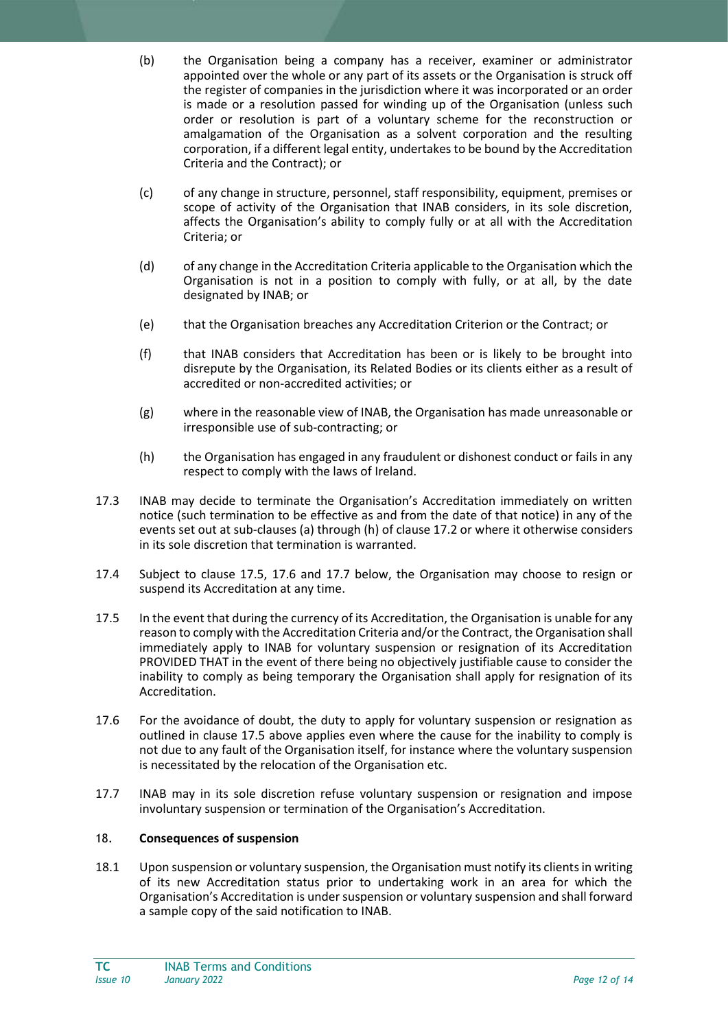(b) the Organisation being a company has a receiver, examiner or administrator appointed over the whole or any part of its assets or the Organisation is struck off the register of companies in the jurisdiction where it was incorporated or an order is made or a resolution passed for winding up of the Organisation (unless such order or resolution is part of a voluntary scheme for the reconstruction or amalgamation of the Organisation as a solvent corporation and the resulting corporation, if a different legal entity, undertakes to be bound by the Accreditation Criteria and the Contract); or

(c) of any change in structure, personnel, staff responsibility, equipment, premises or scope of activity of the Organisation that INAB considers, in its sole discretion, affects the Organisation's ability to comply fully or at all with the Accreditation Criteria; or

(d) of any change in the Accreditation Criteria applicable to the Organisation which the Organisation is not in a position to comply with fully, or at all, by the date designated by INAB; or

(e) that the Organisation breaches any Accreditation Criterion or the Contract; or

(f) that INAB considers that Accreditation has been or is likely to be brought into disrepute by the Organisation, its Related Bodies or its clients either as a result of accredited or non-accredited activities; or

(g) where in the reasonable view of INAB, the Organisation has made unreasonable or irresponsible use of sub-contracting; or

(h) the Organisation has engaged in any fraudulent or dishonest conduct or fails in any respect to comply with the laws of Ireland.

17.3 INAB may decide to terminate the Organisation's Accreditation immediately on written notice (such termination to be effective as and from the date of that notice) in any of the events set out at sub-clauses (a) through (h) of clause 17.2 or where it otherwise considers in its sole discretion that termination is warranted.

17.4 Subject to clause 17.5, 17.6 and 17.7 below, the Organisation may choose to resign or suspend its Accreditation at any time.

17.5 In the event that during the currency of its Accreditation, the Organisation is unable for any reason to comply with the Accreditation Criteria and/or the Contract, the Organisation shall immediately apply to INAB for voluntary suspension or resignation of its Accreditation PROVIDED THAT in the event of there being no objectively justifiable cause to consider the inability to comply as being temporary the Organisation shall apply for resignation of its Accreditation.

17.6 For the avoidance of doubt, the duty to apply for voluntary suspension or resignation as outlined in clause 17.5 above applies even where the cause for the inability to comply is not due to any fault of the Organisation itself, for instance where the voluntary suspension is necessitated by the relocation of the Organisation etc.

17.7 INAB may in its sole discretion refuse voluntary suspension or resignation and impose involuntary suspension or termination of the Organisation's Accreditation.

## 18. Consequences of suspension

18.1 Upon suspension or voluntary suspension, the Organisation must notify its clients in writing of its new Accreditation status prior to undertaking work in an area for which the Organisation's Accreditation is under suspension or voluntary suspension and shall forward a sample copy of the said notification to INAB.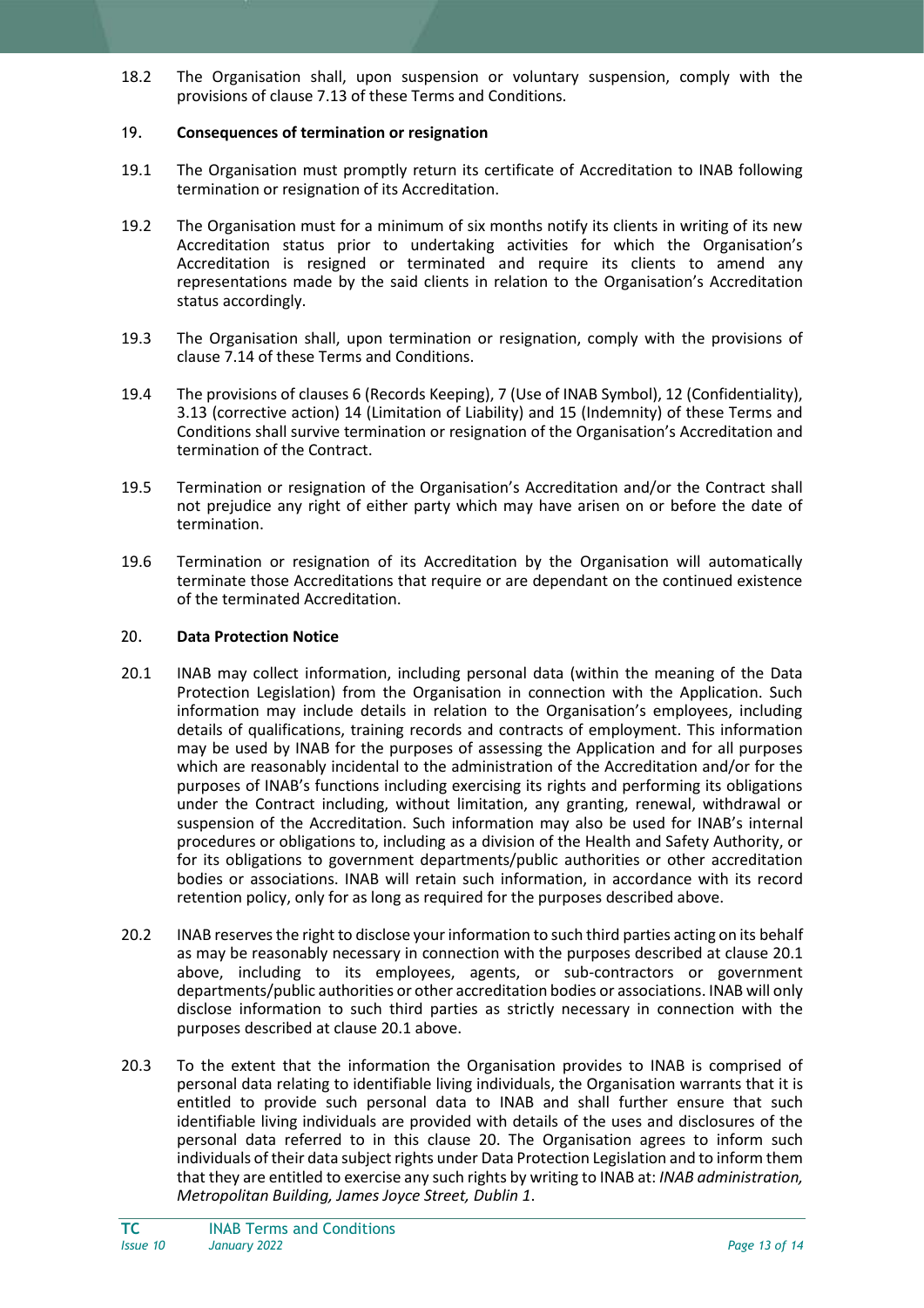18.2 The Organisation shall, upon suspension or voluntary suspension, comply with the provisions of clause 7.13 of these Terms and Conditions.

## 19. Consequences of termination or resignation

19.1 The Organisation must promptly return its certificate of Accreditation to INAB following termination or resignation of its Accreditation.

19.2 The Organisation must for a minimum of six months notify its clients in writing of its new Accreditation status prior to undertaking activities for which the Organisation's Accreditation is resigned or terminated and require its clients to amend any representations made by the said clients in relation to the Organisation's Accreditation status accordingly.

19.3 The Organisation shall, upon termination or resignation, comply with the provisions of clause 7.14 of these Terms and Conditions.

19.4 The provisions of clauses 6 (Records Keeping), 7 (Use of INAB Symbol), 12 (Confidentiality), 3.13 (corrective action) 14 (Limitation of Liability) and 15 (Indemnity) of these Terms and Conditions shall survive termination or resignation of the Organisation's Accreditation and termination of the Contract.

19.5 Termination or resignation of the Organisation's Accreditation and/or the Contract shall not prejudice any right of either party which may have arisen on or before the date of termination.

19.6 Termination or resignation of its Accreditation by the Organisation will automatically terminate those Accreditations that require or are dependant on the continued existence of the terminated Accreditation.

## 20. Data Protection Notice

20.1 INAB may collect information, including personal data (within the meaning of the Data Protection Legislation) from the Organisation in connection with the Application. Such information may include details in relation to the Organisation's employees, including details of qualifications, training records and contracts of employment. This information may be used by INAB for the purposes of assessing the Application and for all purposes which are reasonably incidental to the administration of the Accreditation and/or for the purposes of INAB's functions including exercising its rights and performing its obligations under the Contract including, without limitation, any granting, renewal, withdrawal or suspension of the Accreditation. Such information may also be used for INAB's internal procedures or obligations to, including as a division of the Health and Safety Authority, or for its obligations to government departments/public authorities or other accreditation bodies or associations. INAB will retain such information, in accordance with its record retention policy, only for as long as required for the purposes described above.

20.2 INAB reserves the right to disclose your information to such third parties acting on its behalf as may be reasonably necessary in connection with the purposes described at clause 20.1 above, including to its employees, agents, or sub-contractors or government departments/public authorities or other accreditation bodies or associations. INAB will only disclose information to such third parties as strictly necessary in connection with the purposes described at clause 20.1 above.

20.3 To the extent that the information the Organisation provides to INAB is comprised of personal data relating to identifiable living individuals, the Organisation warrants that it is entitled to provide such personal data to INAB and shall further ensure that such identifiable living individuals are provided with details of the uses and disclosures of the personal data referred to in this clause 20. The Organisation agrees to inform such individuals of their data subject rights under Data Protection Legislation and to inform them that they are entitled to exercise any such rights by writing to INAB at: *INAB administration, Metropolitan Building, James Joyce Street, Dublin 1*.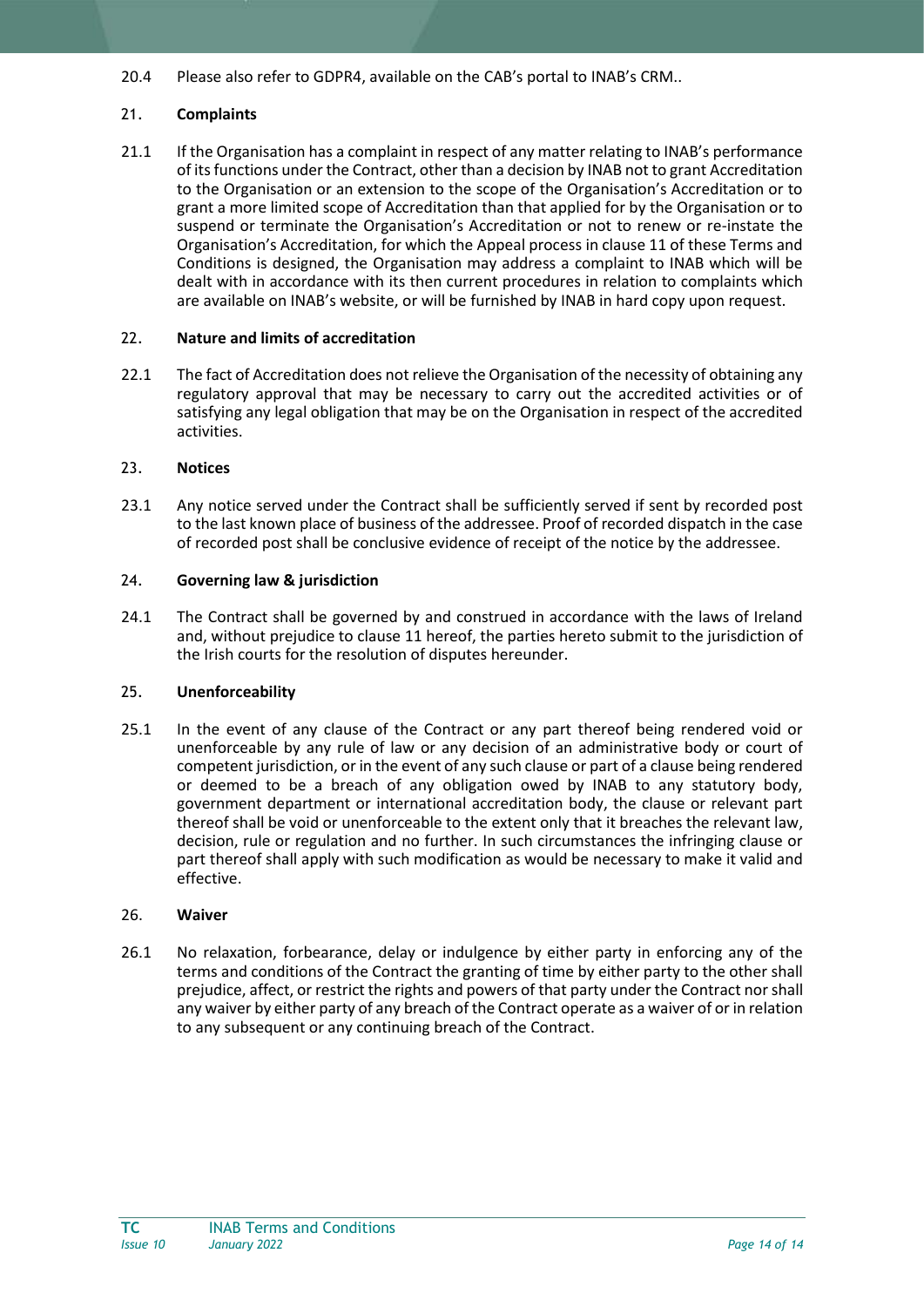20.4 Please also refer to GDPR4, available on the CAB's portal to INAB's CRM..

## 21. Complaints

21.1 If the Organisation has a complaint in respect of any matter relating to INAB's performance of its functions under the Contract, other than a decision by INAB not to grant Accreditation to the Organisation or an extension to the scope of the Organisation's Accreditation or to grant a more limited scope of Accreditation than that applied for by the Organisation or to suspend or terminate the Organisation's Accreditation or not to renew or re-instate the Organisation's Accreditation, for which the Appeal process in clause 11 of these Terms and Conditions is designed, the Organisation may address a complaint to INAB which will be dealt with in accordance with its then current procedures in relation to complaints which are available on INAB's website, or will be furnished by INAB in hard copy upon request.

## 22. Nature and limits of accreditation

22.1 The fact of Accreditation does not relieve the Organisation of the necessity of obtaining any regulatory approval that may be necessary to carry out the accredited activities or of satisfying any legal obligation that may be on the Organisation in respect of the accredited activities.

## 23. Notices

23.1 Any notice served under the Contract shall be sufficiently served if sent by recorded post to the last known place of business of the addressee. Proof of recorded dispatch in the case of recorded post shall be conclusive evidence of receipt of the notice by the addressee.

## 24. Governing law & jurisdiction

24.1 The Contract shall be governed by and construed in accordance with the laws of Ireland and, without prejudice to clause 11 hereof, the parties hereto submit to the jurisdiction of the Irish courts for the resolution of disputes hereunder.

## 25. Unenforceability

25.1 In the event of any clause of the Contract or any part thereof being rendered void or unenforceable by any rule of law or any decision of an administrative body or court of competent jurisdiction, or in the event of any such clause or part of a clause being rendered or deemed to be a breach of any obligation owed by INAB to any statutory body, government department or international accreditation body, the clause or relevant part thereof shall be void or unenforceable to the extent only that it breaches the relevant law, decision, rule or regulation and no further. In such circumstances the infringing clause or part thereof shall apply with such modification as would be necessary to make it valid and effective.

## 26. Waiver

26.1 No relaxation, forbearance, delay or indulgence by either party in enforcing any of the terms and conditions of the Contract the granting of time by either party to the other shall prejudice, affect, or restrict the rights and powers of that party under the Contract nor shall any waiver by either party of any breach of the Contract operate as a waiver of or in relation to any subsequent or any continuing breach of the Contract.